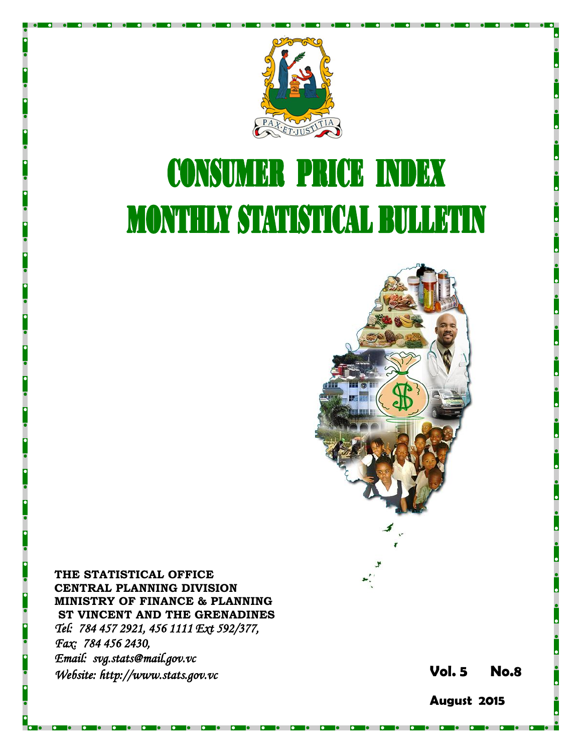PAX·ET·JUSTITIA

# CONSUMER PRICE INDEX

# MONTHLY STATISTICAL BULLETIN

**THE STATISTICAL OFFICE**
**CENTRAL PLANNING DIVISION**
**MINISTRY OF FINANCE & PLANNING**
**ST VINCENT AND THE GRENADINES**

*Tel: 784 457 2921, 456 1111 Ext 592/377,*
*Fax: 784 456 2430,*
*Email: svg.stats@mail.gov.vc*
*Website: http://www.stats.gov.vc*

**Vol. 5 No.8**

**August 2015**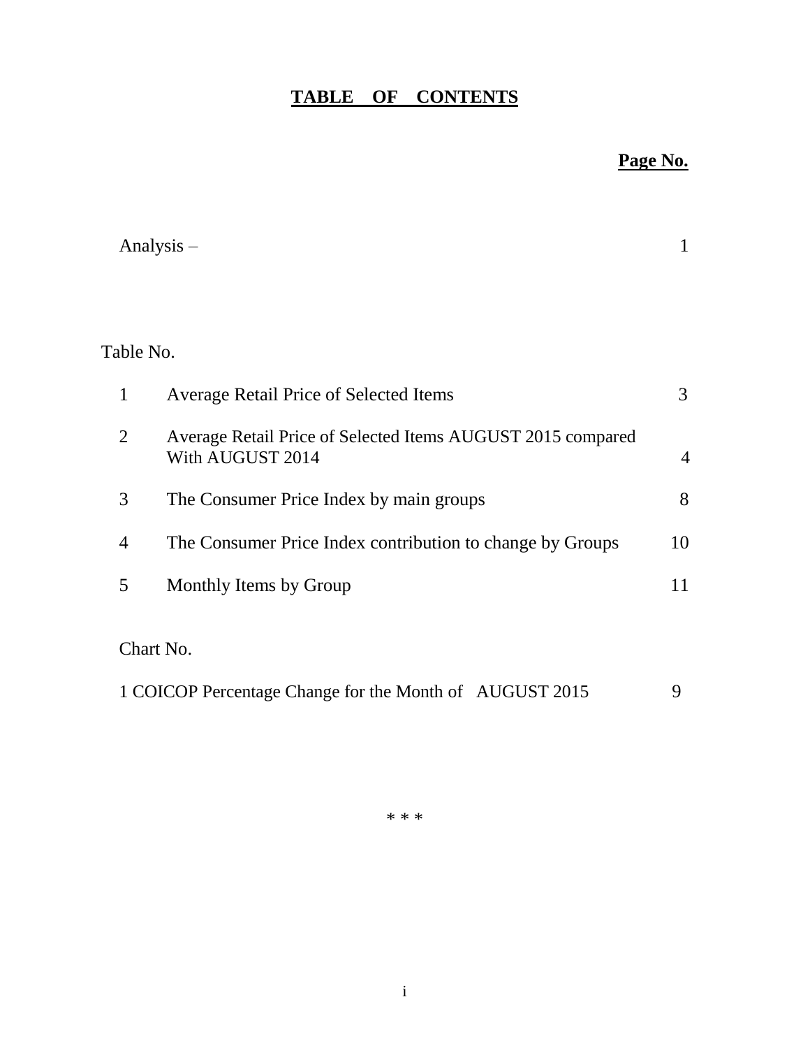# **TABLE OF CONTENTS**

| | | **Page No.** |
|---|---|---|
| Analysis – | | 1 |
| **Table No.** | | |
| 1 | Average Retail Price of Selected Items | 3 |
| 2 | Average Retail Price of Selected Items AUGUST 2015 compared With AUGUST 2014 | 4 |
| 3 | The Consumer Price Index by main groups | 8 |
| 4 | The Consumer Price Index contribution to change by Groups | 10 |
| 5 | Monthly Items by Group | 11 |
| **Chart No.** | | |
| 1 | COICOP Percentage Change for the Month of AUGUST 2015 | 9 |

\* \* \*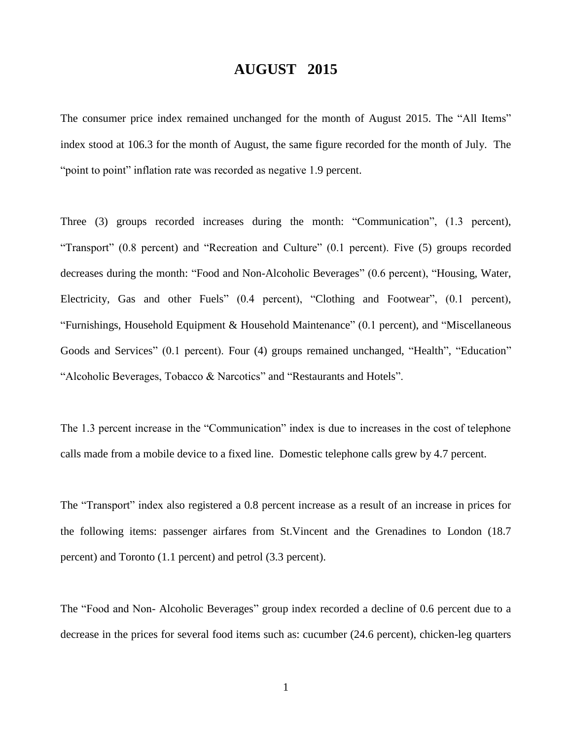# AUGUST 2015

The consumer price index remained unchanged for the month of August 2015. The "All Items" index stood at 106.3 for the month of August, the same figure recorded for the month of July. The "point to point" inflation rate was recorded as negative 1.9 percent.

Three (3) groups recorded increases during the month: "Communication", (1.3 percent), "Transport" (0.8 percent) and "Recreation and Culture" (0.1 percent). Five (5) groups recorded decreases during the month: "Food and Non-Alcoholic Beverages" (0.6 percent), "Housing, Water, Electricity, Gas and other Fuels" (0.4 percent), "Clothing and Footwear", (0.1 percent), "Furnishings, Household Equipment & Household Maintenance" (0.1 percent), and "Miscellaneous Goods and Services" (0.1 percent). Four (4) groups remained unchanged, "Health", "Education" "Alcoholic Beverages, Tobacco & Narcotics" and "Restaurants and Hotels".

The 1.3 percent increase in the "Communication" index is due to increases in the cost of telephone calls made from a mobile device to a fixed line. Domestic telephone calls grew by 4.7 percent.

The "Transport" index also registered a 0.8 percent increase as a result of an increase in prices for the following items: passenger airfares from St.Vincent and the Grenadines to London (18.7 percent) and Toronto (1.1 percent) and petrol (3.3 percent).

The "Food and Non- Alcoholic Beverages" group index recorded a decline of 0.6 percent due to a decrease in the prices for several food items such as: cucumber (24.6 percent), chicken-leg quarters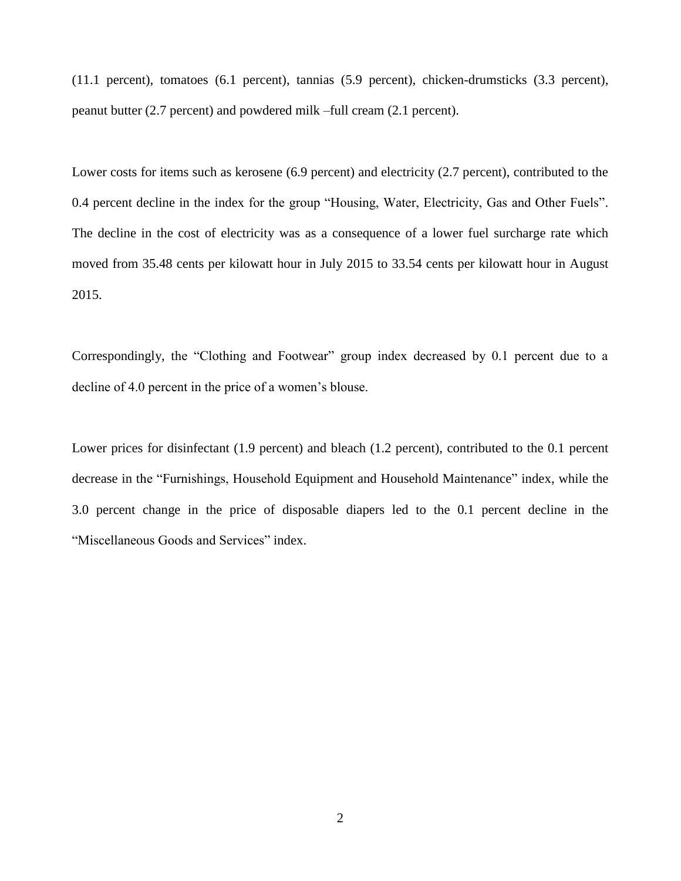(11.1 percent), tomatoes (6.1 percent), tannias (5.9 percent), chicken-drumsticks (3.3 percent), peanut butter (2.7 percent) and powdered milk –full cream (2.1 percent).

Lower costs for items such as kerosene (6.9 percent) and electricity (2.7 percent), contributed to the 0.4 percent decline in the index for the group "Housing, Water, Electricity, Gas and Other Fuels". The decline in the cost of electricity was as a consequence of a lower fuel surcharge rate which moved from 35.48 cents per kilowatt hour in July 2015 to 33.54 cents per kilowatt hour in August 2015.

Correspondingly, the "Clothing and Footwear" group index decreased by 0.1 percent due to a decline of 4.0 percent in the price of a women's blouse.

Lower prices for disinfectant (1.9 percent) and bleach (1.2 percent), contributed to the 0.1 percent decrease in the "Furnishings, Household Equipment and Household Maintenance" index, while the 3.0 percent change in the price of disposable diapers led to the 0.1 percent decline in the "Miscellaneous Goods and Services" index.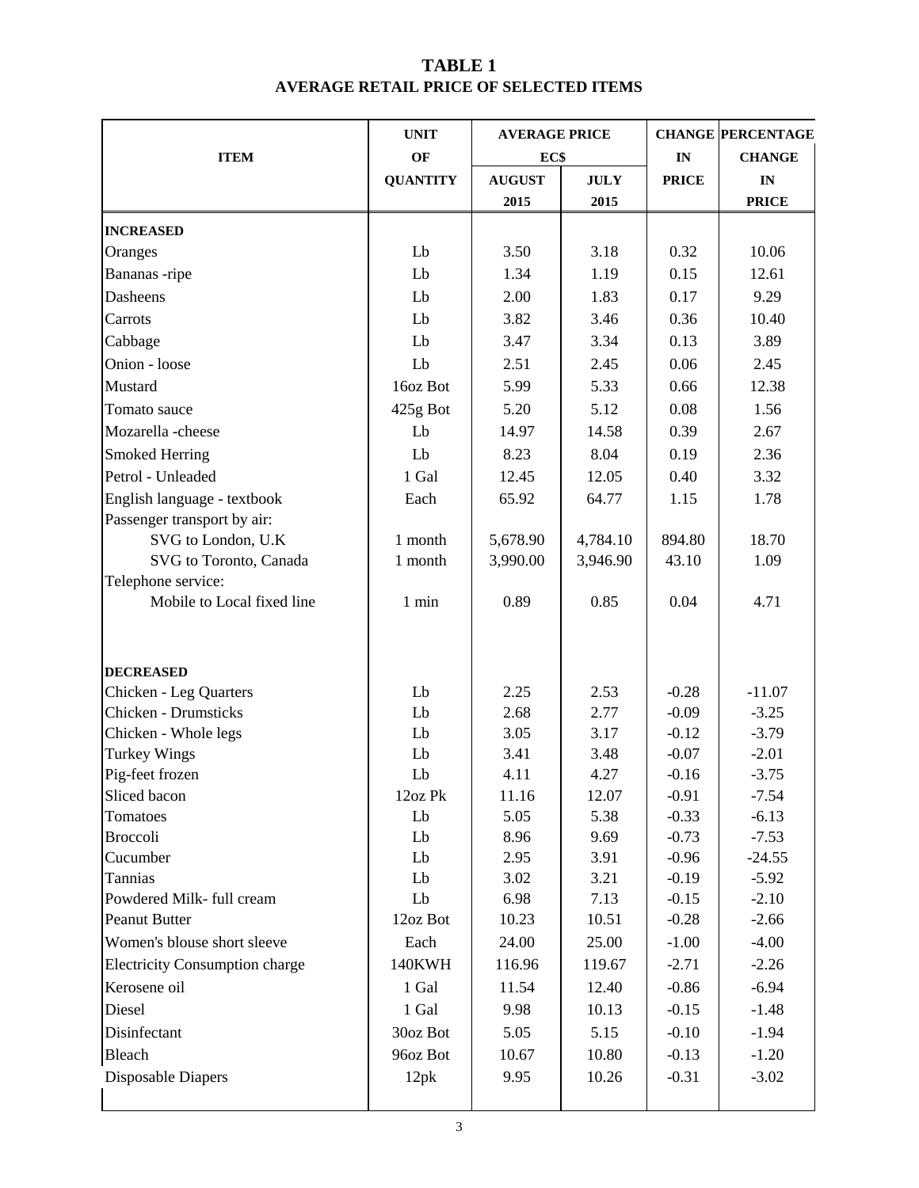# TABLE 1
## AVERAGE RETAIL PRICE OF SELECTED ITEMS

| ITEM | UNIT OF QUANTITY | AVERAGE PRICE EC$ | | CHANGE IN PRICE | PERCENTAGE CHANGE IN PRICE |
|---|---|---|---|---|---|
| | | AUGUST 2015 | JULY 2015 | | |
| **INCREASED** | | | | | |
| Oranges | Lb | 3.50 | 3.18 | 0.32 | 10.06 |
| Bananas -ripe | Lb | 1.34 | 1.19 | 0.15 | 12.61 |
| Dasheens | Lb | 2.00 | 1.83 | 0.17 | 9.29 |
| Carrots | Lb | 3.82 | 3.46 | 0.36 | 10.40 |
| Cabbage | Lb | 3.47 | 3.34 | 0.13 | 3.89 |
| Onion - loose | Lb | 2.51 | 2.45 | 0.06 | 2.45 |
| Mustard | 16oz Bot | 5.99 | 5.33 | 0.66 | 12.38 |
| Tomato sauce | 425g Bot | 5.20 | 5.12 | 0.08 | 1.56 |
| Mozarella -cheese | Lb | 14.97 | 14.58 | 0.39 | 2.67 |
| Smoked Herring | Lb | 8.23 | 8.04 | 0.19 | 2.36 |
| Petrol - Unleaded | 1 Gal | 12.45 | 12.05 | 0.40 | 3.32 |
| English language - textbook | Each | 65.92 | 64.77 | 1.15 | 1.78 |
| Passenger transport by air: | | | | | |
| SVG to London, U.K | 1 month | 5,678.90 | 4,784.10 | 894.80 | 18.70 |
| SVG to Toronto, Canada | 1 month | 3,990.00 | 3,946.90 | 43.10 | 1.09 |
| Telephone service: | | | | | |
| Mobile to Local fixed line | 1 min | 0.89 | 0.85 | 0.04 | 4.71 |
| **DECREASED** | | | | | |
| Chicken - Leg Quarters | Lb | 2.25 | 2.53 | -0.28 | -11.07 |
| Chicken - Drumsticks | Lb | 2.68 | 2.77 | -0.09 | -3.25 |
| Chicken - Whole legs | Lb | 3.05 | 3.17 | -0.12 | -3.79 |
| Turkey Wings | Lb | 3.41 | 3.48 | -0.07 | -2.01 |
| Pig-feet frozen | Lb | 4.11 | 4.27 | -0.16 | -3.75 |
| Sliced bacon | 12oz Pk | 11.16 | 12.07 | -0.91 | -7.54 |
| Tomatoes | Lb | 5.05 | 5.38 | -0.33 | -6.13 |
| Broccoli | Lb | 8.96 | 9.69 | -0.73 | -7.53 |
| Cucumber | Lb | 2.95 | 3.91 | -0.96 | -24.55 |
| Tannias | Lb | 3.02 | 3.21 | -0.19 | -5.92 |
| Powdered Milk- full cream | Lb | 6.98 | 7.13 | -0.15 | -2.10 |
| Peanut Butter | 12oz Bot | 10.23 | 10.51 | -0.28 | -2.66 |
| Women's blouse short sleeve | Each | 24.00 | 25.00 | -1.00 | -4.00 |
| Electricity Consumption charge | 140KWH | 116.96 | 119.67 | -2.71 | -2.26 |
| Kerosene oil | 1 Gal | 11.54 | 12.40 | -0.86 | -6.94 |
| Diesel | 1 Gal | 9.98 | 10.13 | -0.15 | -1.48 |
| Disinfectant | 30oz Bot | 5.05 | 5.15 | -0.10 | -1.94 |
| Bleach | 96oz Bot | 10.67 | 10.80 | -0.13 | -1.20 |
| Disposable Diapers | 12pk | 9.95 | 10.26 | -0.31 | -3.02 |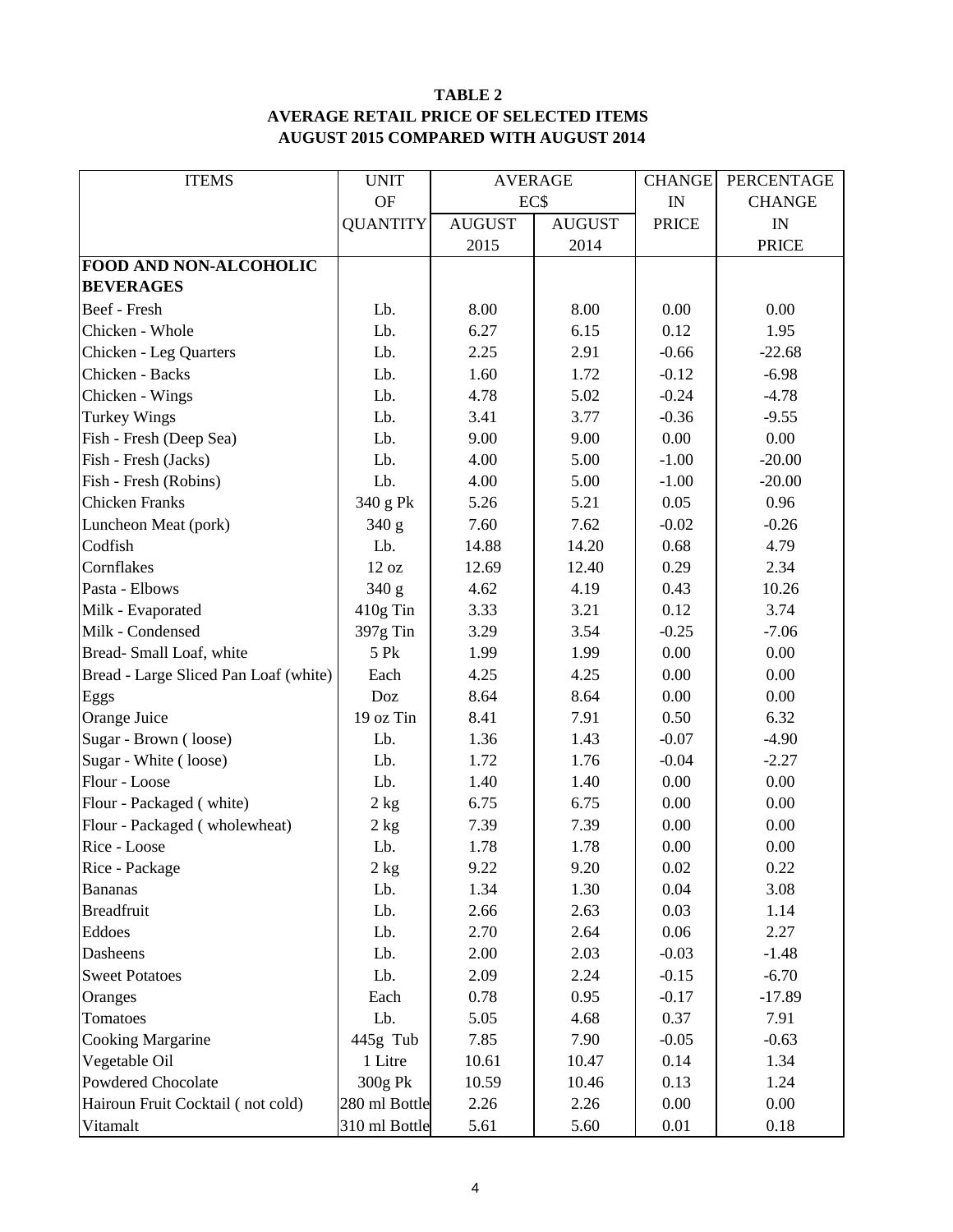**TABLE 2**
**AVERAGE RETAIL PRICE OF SELECTED ITEMS**
**AUGUST 2015 COMPARED WITH AUGUST 2014**

| ITEMS | UNIT OF QUANTITY | AVERAGE EC$ AUGUST 2015 | AVERAGE EC$ AUGUST 2014 | CHANGE IN PRICE | PERCENTAGE CHANGE IN PRICE |
|---|---|---|---|---|---|
| **FOOD AND NON-ALCOHOLIC BEVERAGES** | | | | | |
| Beef - Fresh | Lb. | 8.00 | 8.00 | 0.00 | 0.00 |
| Chicken - Whole | Lb. | 6.27 | 6.15 | 0.12 | 1.95 |
| Chicken - Leg Quarters | Lb. | 2.25 | 2.91 | -0.66 | -22.68 |
| Chicken - Backs | Lb. | 1.60 | 1.72 | -0.12 | -6.98 |
| Chicken - Wings | Lb. | 4.78 | 5.02 | -0.24 | -4.78 |
| Turkey Wings | Lb. | 3.41 | 3.77 | -0.36 | -9.55 |
| Fish - Fresh (Deep Sea) | Lb. | 9.00 | 9.00 | 0.00 | 0.00 |
| Fish - Fresh (Jacks) | Lb. | 4.00 | 5.00 | -1.00 | -20.00 |
| Fish - Fresh (Robins) | Lb. | 4.00 | 5.00 | -1.00 | -20.00 |
| Chicken Franks | 340 g Pk | 5.26 | 5.21 | 0.05 | 0.96 |
| Luncheon Meat (pork) | 340 g | 7.60 | 7.62 | -0.02 | -0.26 |
| Codfish | Lb. | 14.88 | 14.20 | 0.68 | 4.79 |
| Cornflakes | 12 oz | 12.69 | 12.40 | 0.29 | 2.34 |
| Pasta - Elbows | 340 g | 4.62 | 4.19 | 0.43 | 10.26 |
| Milk - Evaporated | 410g Tin | 3.33 | 3.21 | 0.12 | 3.74 |
| Milk - Condensed | 397g Tin | 3.29 | 3.54 | -0.25 | -7.06 |
| Bread- Small Loaf, white | 5 Pk | 1.99 | 1.99 | 0.00 | 0.00 |
| Bread - Large Sliced Pan Loaf (white) | Each | 4.25 | 4.25 | 0.00 | 0.00 |
| Eggs | Doz | 8.64 | 8.64 | 0.00 | 0.00 |
| Orange Juice | 19 oz Tin | 8.41 | 7.91 | 0.50 | 6.32 |
| Sugar - Brown ( loose) | Lb. | 1.36 | 1.43 | -0.07 | -4.90 |
| Sugar - White ( loose) | Lb. | 1.72 | 1.76 | -0.04 | -2.27 |
| Flour - Loose | Lb. | 1.40 | 1.40 | 0.00 | 0.00 |
| Flour - Packaged ( white) | 2 kg | 6.75 | 6.75 | 0.00 | 0.00 |
| Flour - Packaged ( wholewheat) | 2 kg | 7.39 | 7.39 | 0.00 | 0.00 |
| Rice - Loose | Lb. | 1.78 | 1.78 | 0.00 | 0.00 |
| Rice - Package | 2 kg | 9.22 | 9.20 | 0.02 | 0.22 |
| Bananas | Lb. | 1.34 | 1.30 | 0.04 | 3.08 |
| Breadfruit | Lb. | 2.66 | 2.63 | 0.03 | 1.14 |
| Eddoes | Lb. | 2.70 | 2.64 | 0.06 | 2.27 |
| Dasheens | Lb. | 2.00 | 2.03 | -0.03 | -1.48 |
| Sweet Potatoes | Lb. | 2.09 | 2.24 | -0.15 | -6.70 |
| Oranges | Each | 0.78 | 0.95 | -0.17 | -17.89 |
| Tomatoes | Lb. | 5.05 | 4.68 | 0.37 | 7.91 |
| Cooking Margarine | 445g Tub | 7.85 | 7.90 | -0.05 | -0.63 |
| Vegetable Oil | 1 Litre | 10.61 | 10.47 | 0.14 | 1.34 |
| Powdered Chocolate | 300g Pk | 10.59 | 10.46 | 0.13 | 1.24 |
| Hairoun Fruit Cocktail ( not cold) | 280 ml Bottle | 2.26 | 2.26 | 0.00 | 0.00 |
| Vitamalt | 310 ml Bottle | 5.61 | 5.60 | 0.01 | 0.18 |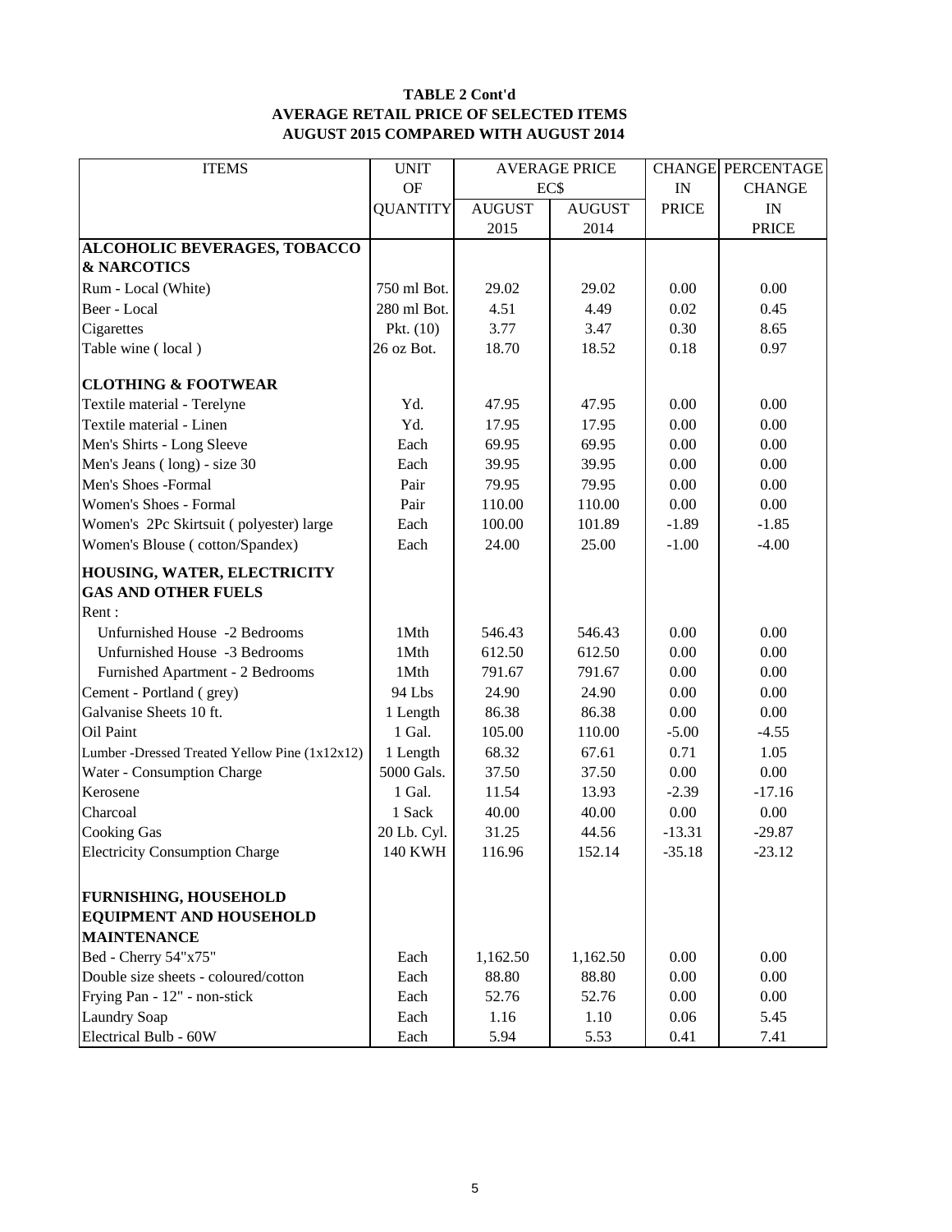**TABLE 2 Cont'd**
**AVERAGE RETAIL PRICE OF SELECTED ITEMS**
**AUGUST 2015 COMPARED WITH AUGUST 2014**

| ITEMS | UNIT OF QUANTITY | AVERAGE PRICE EC$ | | CHANGE IN PRICE | PERCENTAGE CHANGE IN PRICE |
|---|---|---|---|---|---|
| | | AUGUST 2015 | AUGUST 2014 | | |
| **ALCOHOLIC BEVERAGES, TOBACCO & NARCOTICS** | | | | | |
| Rum - Local (White) | 750 ml Bot. | 29.02 | 29.02 | 0.00 | 0.00 |
| Beer - Local | 280 ml Bot. | 4.51 | 4.49 | 0.02 | 0.45 |
| Cigarettes | Pkt. (10) | 3.77 | 3.47 | 0.30 | 8.65 |
| Table wine ( local ) | 26 oz Bot. | 18.70 | 18.52 | 0.18 | 0.97 |
| **CLOTHING & FOOTWEAR** | | | | | |
| Textile material - Terelyne | Yd. | 47.95 | 47.95 | 0.00 | 0.00 |
| Textile material - Linen | Yd. | 17.95 | 17.95 | 0.00 | 0.00 |
| Men's Shirts - Long Sleeve | Each | 69.95 | 69.95 | 0.00 | 0.00 |
| Men's Jeans ( long) - size 30 | Each | 39.95 | 39.95 | 0.00 | 0.00 |
| Men's Shoes -Formal | Pair | 79.95 | 79.95 | 0.00 | 0.00 |
| Women's Shoes - Formal | Pair | 110.00 | 110.00 | 0.00 | 0.00 |
| Women's 2Pc Skirtsuit ( polyester) large | Each | 100.00 | 101.89 | -1.89 | -1.85 |
| Women's Blouse ( cotton/Spandex) | Each | 24.00 | 25.00 | -1.00 | -4.00 |
| **HOUSING, WATER, ELECTRICITY GAS AND OTHER FUELS** | | | | | |
| Rent : | | | | | |
| Unfurnished House -2 Bedrooms | 1Mth | 546.43 | 546.43 | 0.00 | 0.00 |
| Unfurnished House -3 Bedrooms | 1Mth | 612.50 | 612.50 | 0.00 | 0.00 |
| Furnished Apartment - 2 Bedrooms | 1Mth | 791.67 | 791.67 | 0.00 | 0.00 |
| Cement - Portland ( grey) | 94 Lbs | 24.90 | 24.90 | 0.00 | 0.00 |
| Galvanise Sheets 10 ft. | 1 Length | 86.38 | 86.38 | 0.00 | 0.00 |
| Oil Paint | 1 Gal. | 105.00 | 110.00 | -5.00 | -4.55 |
| Lumber -Dressed Treated Yellow Pine (1x12x12) | 1 Length | 68.32 | 67.61 | 0.71 | 1.05 |
| Water - Consumption Charge | 5000 Gals. | 37.50 | 37.50 | 0.00 | 0.00 |
| Kerosene | 1 Gal. | 11.54 | 13.93 | -2.39 | -17.16 |
| Charcoal | 1 Sack | 40.00 | 40.00 | 0.00 | 0.00 |
| Cooking Gas | 20 Lb. Cyl. | 31.25 | 44.56 | -13.31 | -29.87 |
| Electricity Consumption Charge | 140 KWH | 116.96 | 152.14 | -35.18 | -23.12 |
| **FURNISHING, HOUSEHOLD EQUIPMENT AND HOUSEHOLD MAINTENANCE** | | | | | |
| Bed - Cherry 54"x75" | Each | 1,162.50 | 1,162.50 | 0.00 | 0.00 |
| Double size sheets - coloured/cotton | Each | 88.80 | 88.80 | 0.00 | 0.00 |
| Frying Pan - 12" - non-stick | Each | 52.76 | 52.76 | 0.00 | 0.00 |
| Laundry Soap | Each | 1.16 | 1.10 | 0.06 | 5.45 |
| Electrical Bulb - 60W | Each | 5.94 | 5.53 | 0.41 | 7.41 |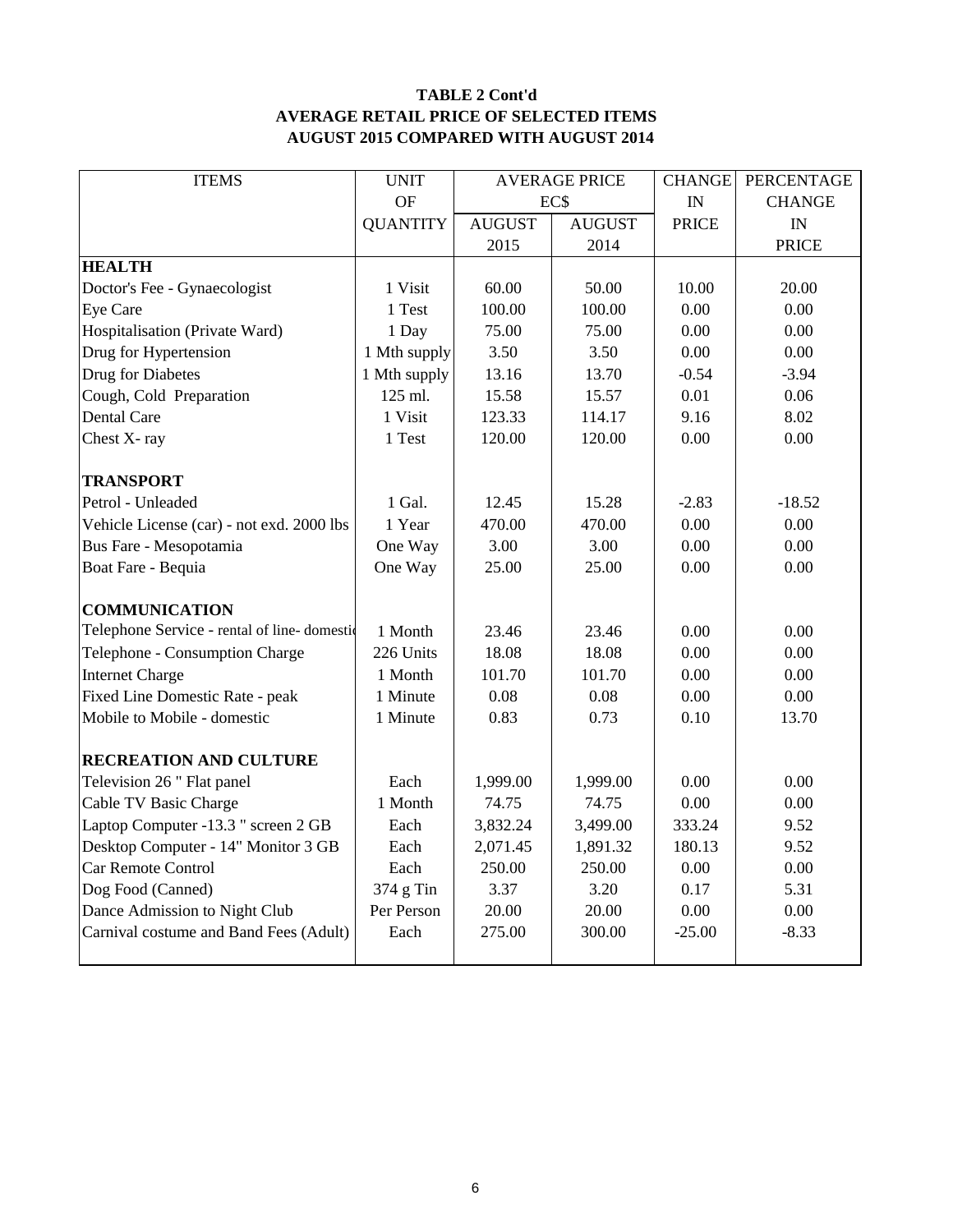## TABLE 2 Cont'd
## AVERAGE RETAIL PRICE OF SELECTED ITEMS
## AUGUST 2015 COMPARED WITH AUGUST 2014

| ITEMS | UNIT OF QUANTITY | AVERAGE PRICE EC$ | | CHANGE IN PRICE | PERCENTAGE CHANGE IN PRICE |
|---|---|---|---|---|---|
| | | AUGUST 2015 | AUGUST 2014 | | |
| **HEALTH** | | | | | |
| Doctor's Fee - Gynaecologist | 1 Visit | 60.00 | 50.00 | 10.00 | 20.00 |
| Eye Care | 1 Test | 100.00 | 100.00 | 0.00 | 0.00 |
| Hospitalisation (Private Ward) | 1 Day | 75.00 | 75.00 | 0.00 | 0.00 |
| Drug for Hypertension | 1 Mth supply | 3.50 | 3.50 | 0.00 | 0.00 |
| Drug for Diabetes | 1 Mth supply | 13.16 | 13.70 | -0.54 | -3.94 |
| Cough, Cold Preparation | 125 ml. | 15.58 | 15.57 | 0.01 | 0.06 |
| Dental Care | 1 Visit | 123.33 | 114.17 | 9.16 | 8.02 |
| Chest X- ray | 1 Test | 120.00 | 120.00 | 0.00 | 0.00 |
| **TRANSPORT** | | | | | |
| Petrol - Unleaded | 1 Gal. | 12.45 | 15.28 | -2.83 | -18.52 |
| Vehicle License (car) - not exd. 2000 lbs | 1 Year | 470.00 | 470.00 | 0.00 | 0.00 |
| Bus Fare - Mesopotamia | One Way | 3.00 | 3.00 | 0.00 | 0.00 |
| Boat Fare - Bequia | One Way | 25.00 | 25.00 | 0.00 | 0.00 |
| **COMMUNICATION** | | | | | |
| Telephone Service - rental of line- domestic | 1 Month | 23.46 | 23.46 | 0.00 | 0.00 |
| Telephone - Consumption Charge | 226 Units | 18.08 | 18.08 | 0.00 | 0.00 |
| Internet Charge | 1 Month | 101.70 | 101.70 | 0.00 | 0.00 |
| Fixed Line Domestic Rate - peak | 1 Minute | 0.08 | 0.08 | 0.00 | 0.00 |
| Mobile to Mobile - domestic | 1 Minute | 0.83 | 0.73 | 0.10 | 13.70 |
| **RECREATION AND CULTURE** | | | | | |
| Television 26 " Flat panel | Each | 1,999.00 | 1,999.00 | 0.00 | 0.00 |
| Cable TV Basic Charge | 1 Month | 74.75 | 74.75 | 0.00 | 0.00 |
| Laptop Computer -13.3 " screen 2 GB | Each | 3,832.24 | 3,499.00 | 333.24 | 9.52 |
| Desktop Computer - 14" Monitor 3 GB | Each | 2,071.45 | 1,891.32 | 180.13 | 9.52 |
| Car Remote Control | Each | 250.00 | 250.00 | 0.00 | 0.00 |
| Dog Food (Canned) | 374 g Tin | 3.37 | 3.20 | 0.17 | 5.31 |
| Dance Admission to Night Club | Per Person | 20.00 | 20.00 | 0.00 | 0.00 |
| Carnival costume and Band Fees (Adult) | Each | 275.00 | 300.00 | -25.00 | -8.33 |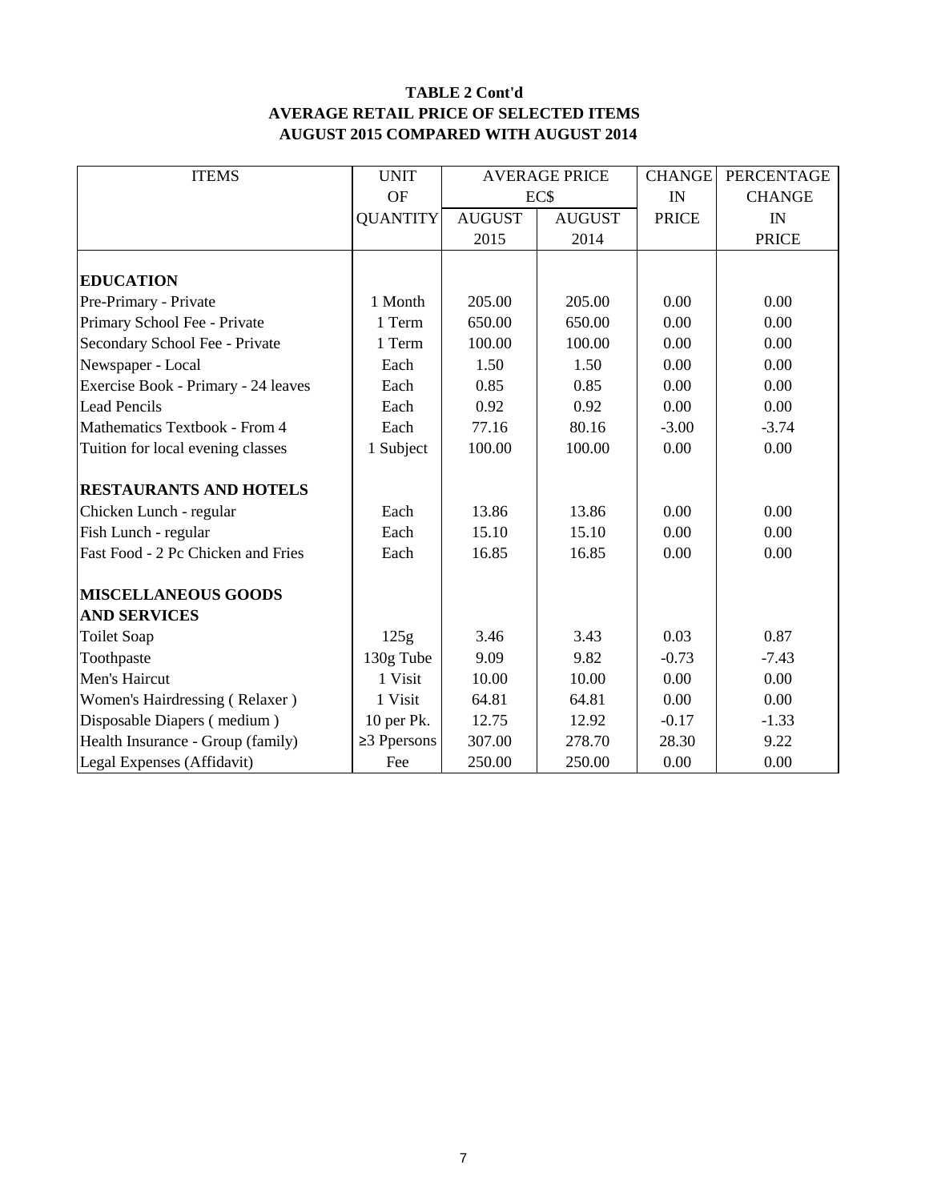**TABLE 2 Cont'd**
**AVERAGE RETAIL PRICE OF SELECTED ITEMS**
**AUGUST 2015 COMPARED WITH AUGUST 2014**

| ITEMS | UNIT OF QUANTITY | AVERAGE PRICE EC$ | | CHANGE IN PRICE | PERCENTAGE CHANGE IN PRICE |
|---|---|---|---|---|---|
| | | AUGUST 2015 | AUGUST 2014 | | |
| **EDUCATION** | | | | | |
| Pre-Primary - Private | 1 Month | 205.00 | 205.00 | 0.00 | 0.00 |
| Primary School Fee - Private | 1 Term | 650.00 | 650.00 | 0.00 | 0.00 |
| Secondary School Fee - Private | 1 Term | 100.00 | 100.00 | 0.00 | 0.00 |
| Newspaper - Local | Each | 1.50 | 1.50 | 0.00 | 0.00 |
| Exercise Book - Primary - 24 leaves | Each | 0.85 | 0.85 | 0.00 | 0.00 |
| Lead Pencils | Each | 0.92 | 0.92 | 0.00 | 0.00 |
| Mathematics Textbook - From 4 | Each | 77.16 | 80.16 | -3.00 | -3.74 |
| Tuition for local evening classes | 1 Subject | 100.00 | 100.00 | 0.00 | 0.00 |
| **RESTAURANTS AND HOTELS** | | | | | |
| Chicken Lunch - regular | Each | 13.86 | 13.86 | 0.00 | 0.00 |
| Fish Lunch - regular | Each | 15.10 | 15.10 | 0.00 | 0.00 |
| Fast Food - 2 Pc Chicken and Fries | Each | 16.85 | 16.85 | 0.00 | 0.00 |
| **MISCELLANEOUS GOODS AND SERVICES** | | | | | |
| Toilet Soap | 125g | 3.46 | 3.43 | 0.03 | 0.87 |
| Toothpaste | 130g Tube | 9.09 | 9.82 | -0.73 | -7.43 |
| Men's Haircut | 1 Visit | 10.00 | 10.00 | 0.00 | 0.00 |
| Women's Hairdressing ( Relaxer ) | 1 Visit | 64.81 | 64.81 | 0.00 | 0.00 |
| Disposable Diapers ( medium ) | 10 per Pk. | 12.75 | 12.92 | -0.17 | -1.33 |
| Health Insurance - Group (family) | ≥3 Ppersons | 307.00 | 278.70 | 28.30 | 9.22 |
| Legal Expenses (Affidavit) | Fee | 250.00 | 250.00 | 0.00 | 0.00 |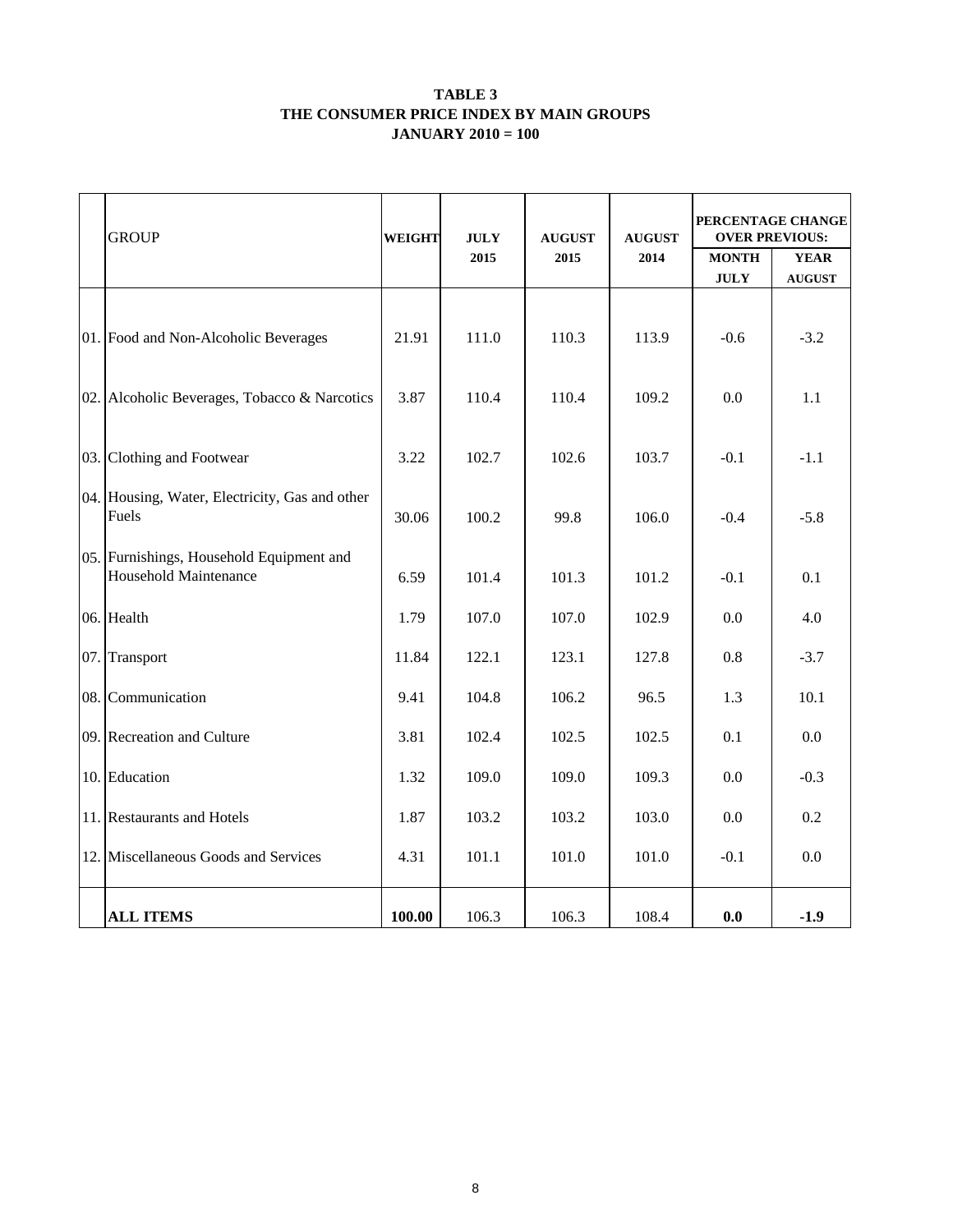**TABLE 3**
**THE CONSUMER PRICE INDEX BY MAIN GROUPS**
**JANUARY 2010 = 100**

| | GROUP | WEIGHT | JULY 2015 | AUGUST 2015 | AUGUST 2014 | PERCENTAGE CHANGE OVER PREVIOUS: | |
|---|---|---|---|---|---|---|---|
| | | | | | | MONTH JULY | YEAR AUGUST |
| 01. | Food and Non-Alcoholic Beverages | 21.91 | 111.0 | 110.3 | 113.9 | -0.6 | -3.2 |
| 02. | Alcoholic Beverages, Tobacco & Narcotics | 3.87 | 110.4 | 110.4 | 109.2 | 0.0 | 1.1 |
| 03. | Clothing and Footwear | 3.22 | 102.7 | 102.6 | 103.7 | -0.1 | -1.1 |
| 04. | Housing, Water, Electricity, Gas and other Fuels | 30.06 | 100.2 | 99.8 | 106.0 | -0.4 | -5.8 |
| 05. | Furnishings, Household Equipment and Household Maintenance | 6.59 | 101.4 | 101.3 | 101.2 | -0.1 | 0.1 |
| 06. | Health | 1.79 | 107.0 | 107.0 | 102.9 | 0.0 | 4.0 |
| 07. | Transport | 11.84 | 122.1 | 123.1 | 127.8 | 0.8 | -3.7 |
| 08. | Communication | 9.41 | 104.8 | 106.2 | 96.5 | 1.3 | 10.1 |
| 09. | Recreation and Culture | 3.81 | 102.4 | 102.5 | 102.5 | 0.1 | 0.0 |
| 10. | Education | 1.32 | 109.0 | 109.0 | 109.3 | 0.0 | -0.3 |
| 11. | Restaurants and Hotels | 1.87 | 103.2 | 103.2 | 103.0 | 0.0 | 0.2 |
| 12. | Miscellaneous Goods and Services | 4.31 | 101.1 | 101.0 | 101.0 | -0.1 | 0.0 |
| | **ALL ITEMS** | **100.00** | 106.3 | 106.3 | 108.4 | **0.0** | **-1.9** |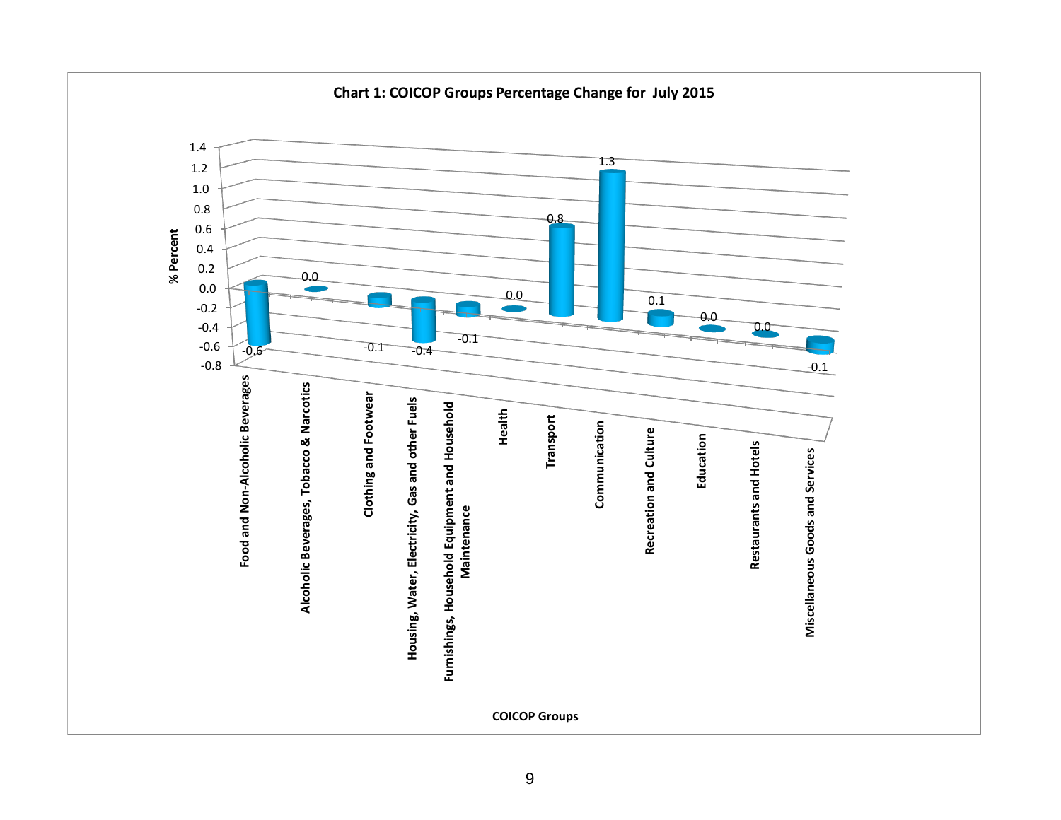**Chart 1: COICOP Groups Percentage Change for July 2015**

| COICOP Groups | % Percent |
|---|---|
| Food and Non-Alcoholic Beverages | -0.6 |
| Alcoholic Beverages, Tobacco & Narcotics | 0.0 |
| Clothing and Footwear | -0.1 |
| Housing, Water, Electricity, Gas and other Fuels | -0.4 |
| Furnishings, Household Equipment and Household Maintenance | -0.1 |
| Health | 0.0 |
| Transport | 0.8 |
| Communication | 1.3 |
| Recreation and Culture | 0.1 |
| Education | 0.0 |
| Restaurants and Hotels | 0.0 |
| Miscellaneous Goods and Services | -0.1 |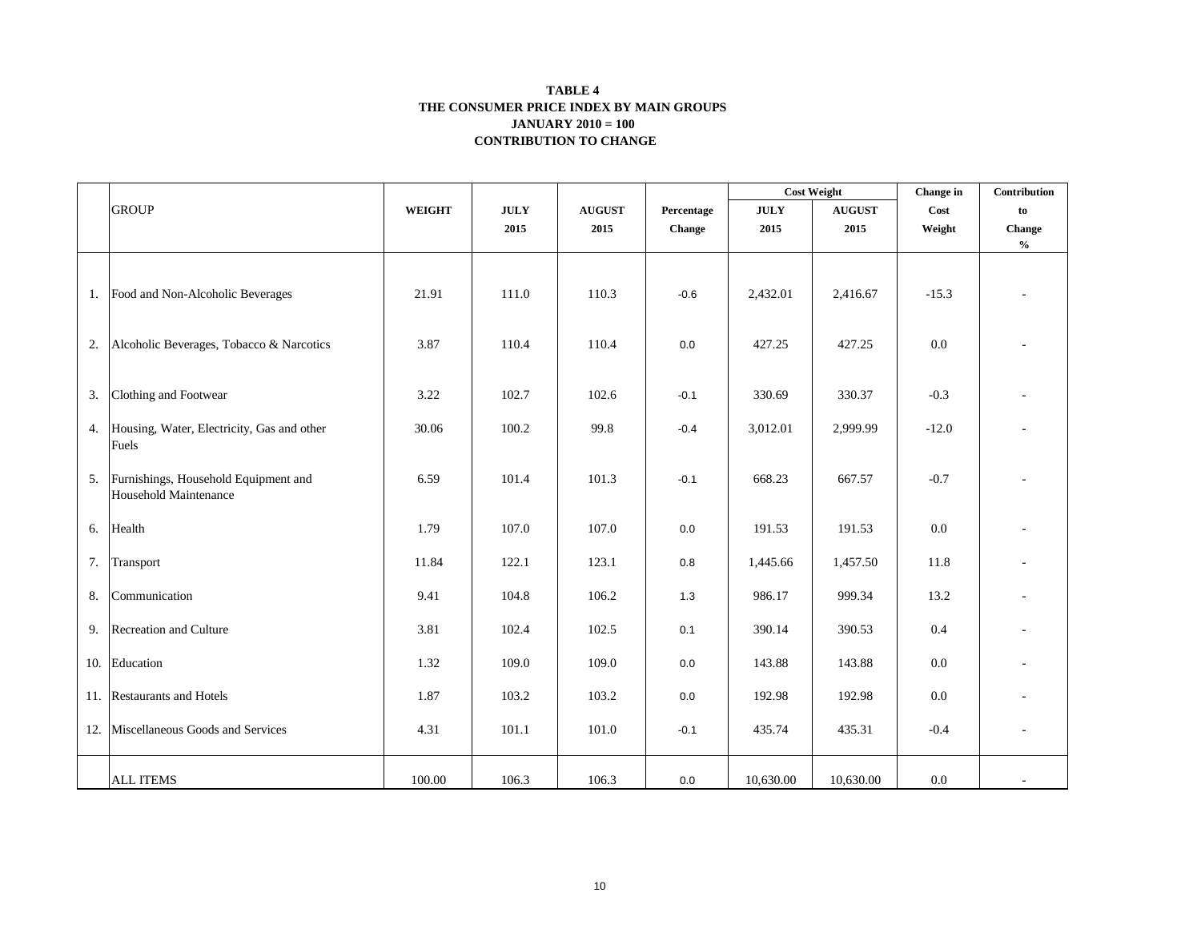**TABLE 4**
**THE CONSUMER PRICE INDEX BY MAIN GROUPS**
**JANUARY 2010 = 100**
**CONTRIBUTION TO CHANGE**

| | GROUP | WEIGHT | JULY 2015 | AUGUST 2015 | Percentage Change | Cost Weight | | Change in Cost Weight | Contribution to Change % |
|---|---|---|---|---|---|---|---|---|---|
| | | | | | | JULY 2015 | AUGUST 2015 | | |
| 1. | Food and Non-Alcoholic Beverages | 21.91 | 111.0 | 110.3 | -0.6 | 2,432.01 | 2,416.67 | -15.3 | - |
| 2. | Alcoholic Beverages, Tobacco & Narcotics | 3.87 | 110.4 | 110.4 | 0.0 | 427.25 | 427.25 | 0.0 | - |
| 3. | Clothing and Footwear | 3.22 | 102.7 | 102.6 | -0.1 | 330.69 | 330.37 | -0.3 | - |
| 4. | Housing, Water, Electricity, Gas and other Fuels | 30.06 | 100.2 | 99.8 | -0.4 | 3,012.01 | 2,999.99 | -12.0 | - |
| 5. | Furnishings, Household Equipment and Household Maintenance | 6.59 | 101.4 | 101.3 | -0.1 | 668.23 | 667.57 | -0.7 | - |
| 6. | Health | 1.79 | 107.0 | 107.0 | 0.0 | 191.53 | 191.53 | 0.0 | - |
| 7. | Transport | 11.84 | 122.1 | 123.1 | 0.8 | 1,445.66 | 1,457.50 | 11.8 | - |
| 8. | Communication | 9.41 | 104.8 | 106.2 | 1.3 | 986.17 | 999.34 | 13.2 | - |
| 9. | Recreation and Culture | 3.81 | 102.4 | 102.5 | 0.1 | 390.14 | 390.53 | 0.4 | - |
| 10. | Education | 1.32 | 109.0 | 109.0 | 0.0 | 143.88 | 143.88 | 0.0 | - |
| 11. | Restaurants and Hotels | 1.87 | 103.2 | 103.2 | 0.0 | 192.98 | 192.98 | 0.0 | - |
| 12. | Miscellaneous Goods and Services | 4.31 | 101.1 | 101.0 | -0.1 | 435.74 | 435.31 | -0.4 | - |
| | ALL ITEMS | 100.00 | 106.3 | 106.3 | 0.0 | 10,630.00 | 10,630.00 | 0.0 | - |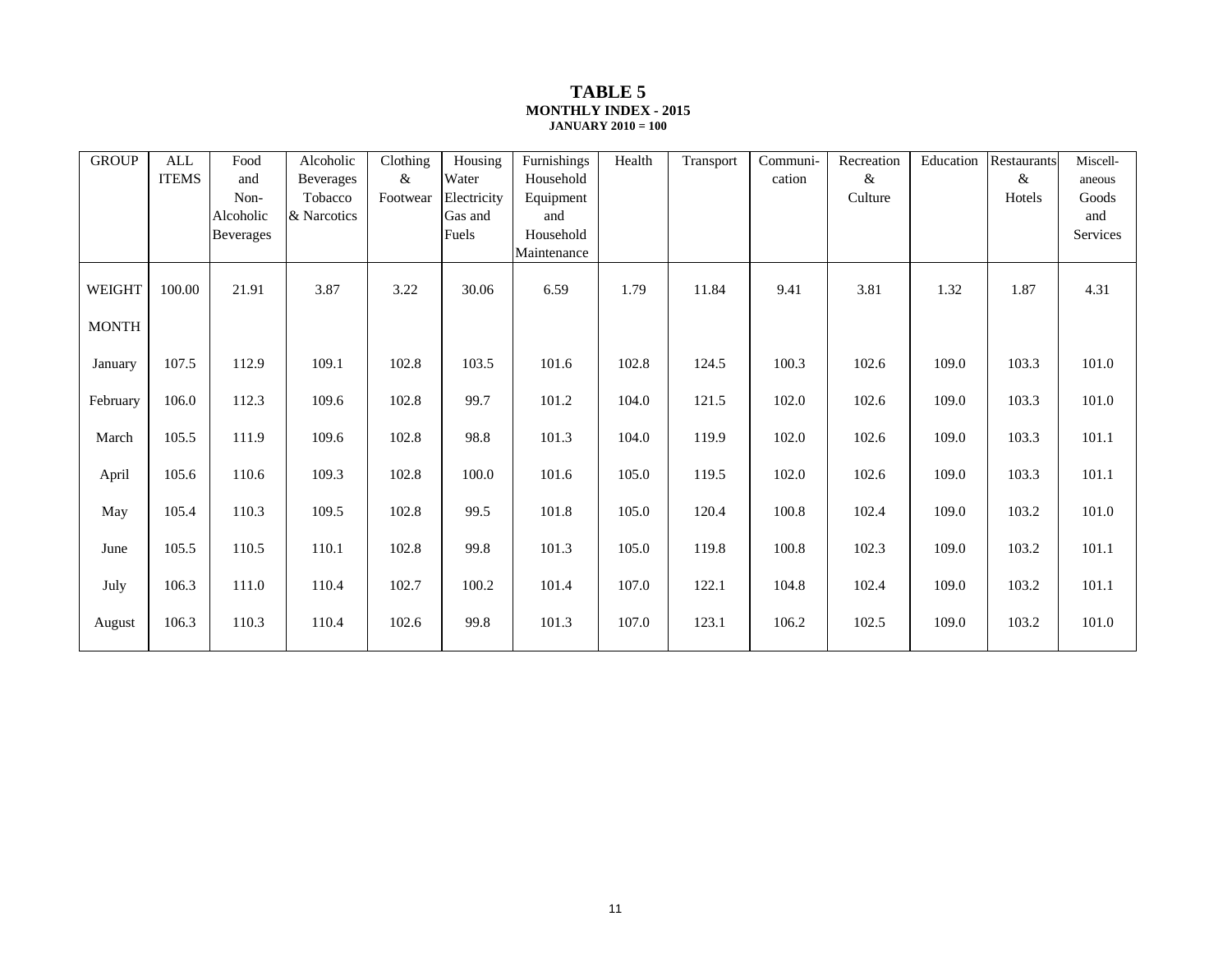# TABLE 5

**MONTHLY INDEX - 2015**

**JANUARY 2010 = 100**

| GROUP | ALL ITEMS | Food and Non-Alcoholic Beverages | Alcoholic Beverages Tobacco & Narcotics | Clothing & Footwear | Housing Water Electricity Gas and Fuels | Furnishings Household Equipment and Household Maintenance | Health | Transport | Communi-cation | Recreation & Culture | Education | Restaurants & Hotels | Miscell-aneous Goods and Services |
|---|---|---|---|---|---|---|---|---|---|---|---|---|---|
| WEIGHT | 100.00 | 21.91 | 3.87 | 3.22 | 30.06 | 6.59 | 1.79 | 11.84 | 9.41 | 3.81 | 1.32 | 1.87 | 4.31 |
| MONTH | | | | | | | | | | | | | |
| January | 107.5 | 112.9 | 109.1 | 102.8 | 103.5 | 101.6 | 102.8 | 124.5 | 100.3 | 102.6 | 109.0 | 103.3 | 101.0 |
| February | 106.0 | 112.3 | 109.6 | 102.8 | 99.7 | 101.2 | 104.0 | 121.5 | 102.0 | 102.6 | 109.0 | 103.3 | 101.0 |
| March | 105.5 | 111.9 | 109.6 | 102.8 | 98.8 | 101.3 | 104.0 | 119.9 | 102.0 | 102.6 | 109.0 | 103.3 | 101.1 |
| April | 105.6 | 110.6 | 109.3 | 102.8 | 100.0 | 101.6 | 105.0 | 119.5 | 102.0 | 102.6 | 109.0 | 103.3 | 101.1 |
| May | 105.4 | 110.3 | 109.5 | 102.8 | 99.5 | 101.8 | 105.0 | 120.4 | 100.8 | 102.4 | 109.0 | 103.2 | 101.0 |
| June | 105.5 | 110.5 | 110.1 | 102.8 | 99.8 | 101.3 | 105.0 | 119.8 | 100.8 | 102.3 | 109.0 | 103.2 | 101.1 |
| July | 106.3 | 111.0 | 110.4 | 102.7 | 100.2 | 101.4 | 107.0 | 122.1 | 104.8 | 102.4 | 109.0 | 103.2 | 101.1 |
| August | 106.3 | 110.3 | 110.4 | 102.6 | 99.8 | 101.3 | 107.0 | 123.1 | 106.2 | 102.5 | 109.0 | 103.2 | 101.0 |